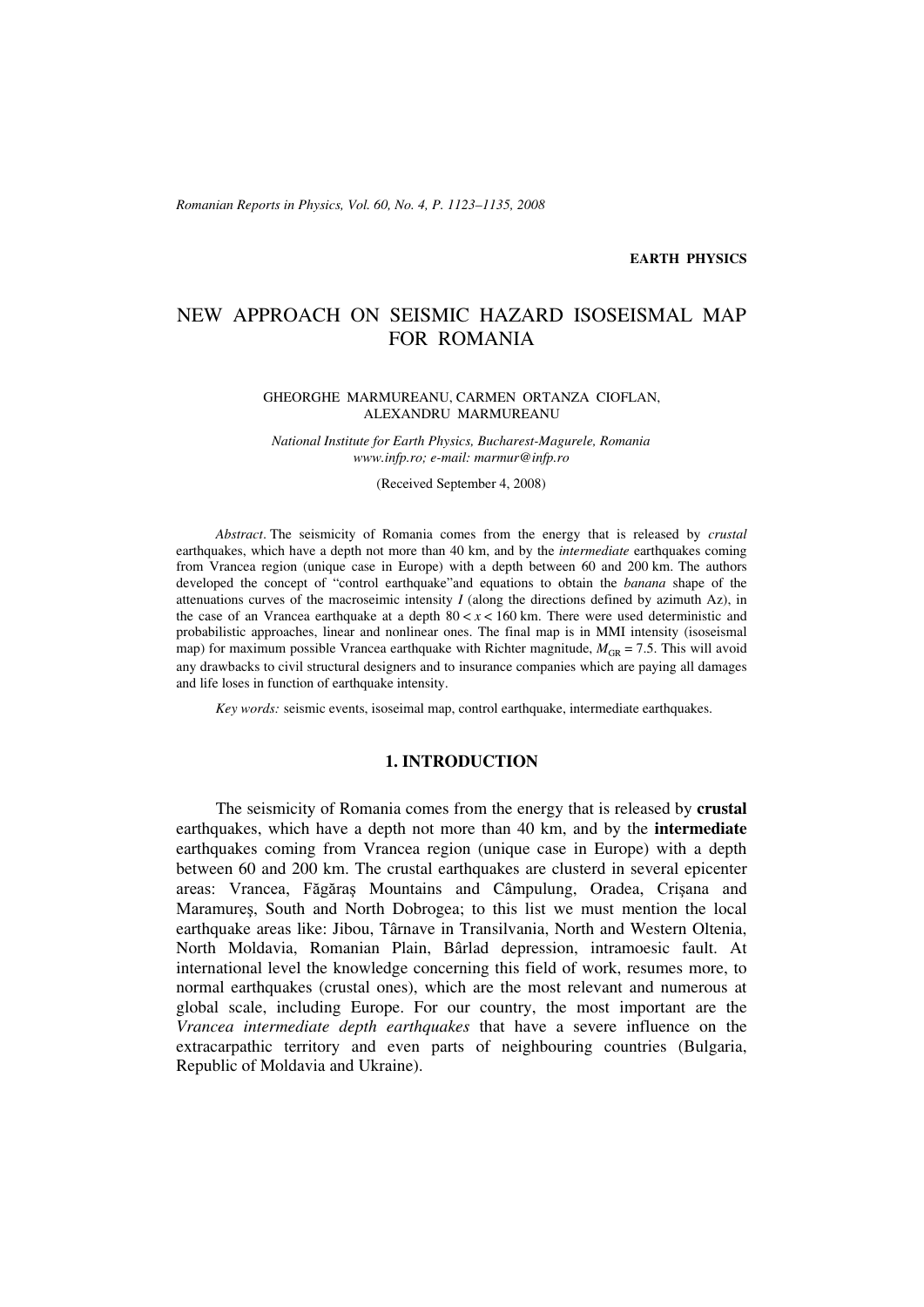EARTH PHYSICS

# NEW APPROACH ON SEISMIC HAZARD ISOSEISMAL MAP FOR ROMANIA

GHEORGHE MARMUREANU, CARMEN ORTANZA CIOFLAN, ALEXANDRU MARMUREANU

*National Institute for Earth Physics, Bucharest-Magurele, Romania*
*www.infp.ro; e-mail: marmur@infp.ro*

(Received September 4, 2008)

*Abstract*. The seismicity of Romania comes from the energy that is released by *crustal* earthquakes, which have a depth not more than 40 km, and by the *intermediate* earthquakes coming from Vrancea region (unique case in Europe) with a depth between 60 and 200 km. The authors developed the concept of "control earthquake"and equations to obtain the *banana* shape of the attenuations curves of the macroseimic intensity *I* (along the directions defined by azimuth Az), in the case of an Vrancea earthquake at a depth $80 < x < 160$ km. There were used deterministic and probabilistic approaches, linear and nonlinear ones. The final map is in MMI intensity (isoseismal map) for maximum possible Vrancea earthquake with Richter magnitude, $M_{GR} = 7.5$. This will avoid any drawbacks to civil structural designers and to insurance companies which are paying all damages and life loses in function of earthquake intensity.

*Key words:* seismic events, isoseimal map, control earthquake, intermediate earthquakes.

## 1. INTRODUCTION

The seismicity of Romania comes from the energy that is released by **crustal** earthquakes, which have a depth not more than 40 km, and by the **intermediate** earthquakes coming from Vrancea region (unique case in Europe) with a depth between 60 and 200 km. The crustal earthquakes are clusterd in several epicenter areas: Vrancea, Făgăraş Mountains and Câmpulung, Oradea, Crişana and Maramureş, South and North Dobrogea; to this list we must mention the local earthquake areas like: Jibou, Târnave in Transilvania, North and Western Oltenia, North Moldavia, Romanian Plain, Bârlad depression, intramoesic fault. At international level the knowledge concerning this field of work, resumes more, to normal earthquakes (crustal ones), which are the most relevant and numerous at global scale, including Europe. For our country, the most important are the *Vrancea intermediate depth earthquakes* that have a severe influence on the extracarpathic territory and even parts of neighbouring countries (Bulgaria, Republic of Moldavia and Ukraine).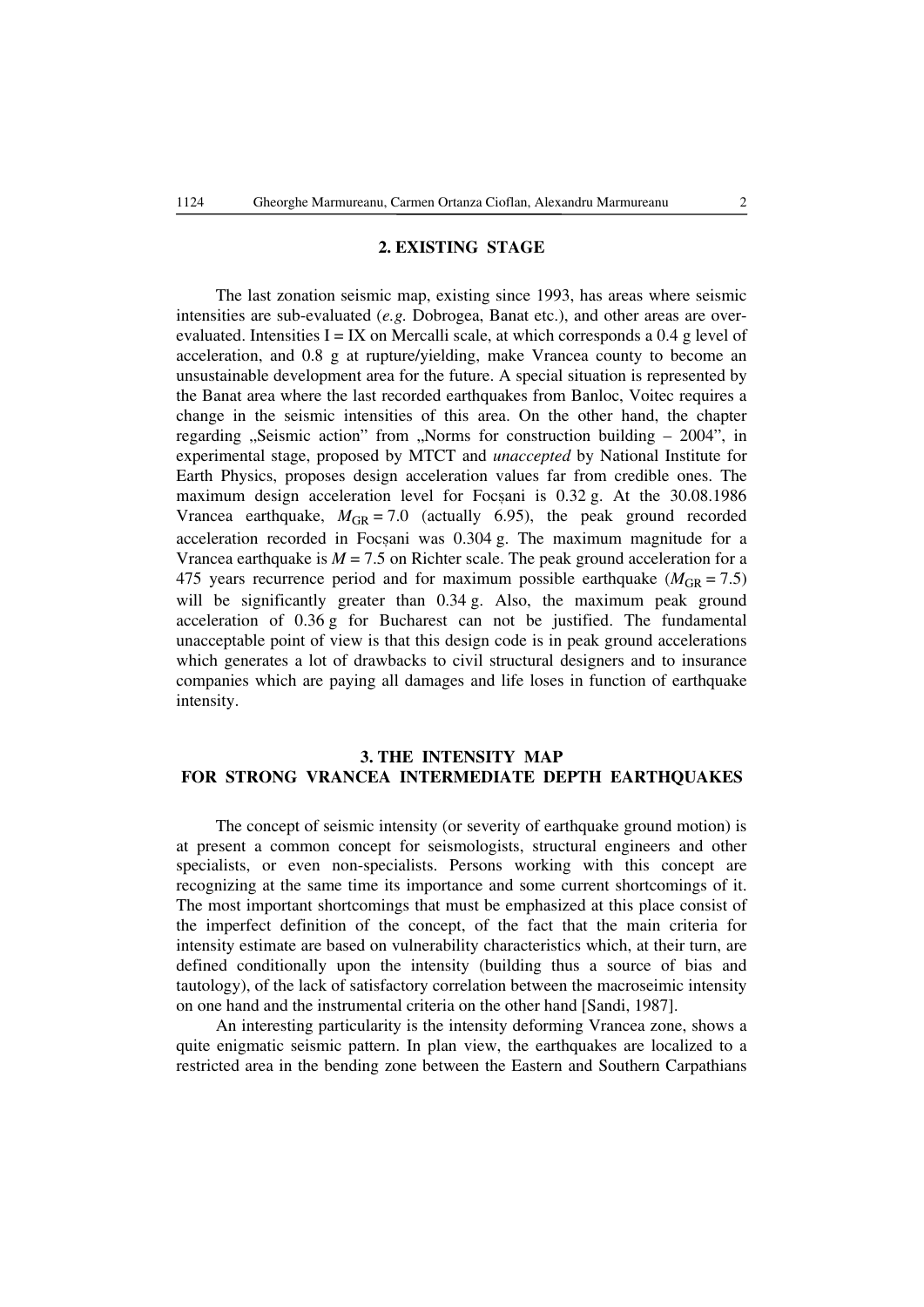## 2. EXISTING STAGE

The last zonation seismic map, existing since 1993, has areas where seismic intensities are sub-evaluated (*e.g.* Dobrogea, Banat etc.), and other areas are over-evaluated. Intensities I = IX on Mercalli scale, at which corresponds a 0.4 g level of acceleration, and 0.8 g at rupture/yielding, make Vrancea county to become an unsustainable development area for the future. A special situation is represented by the Banat area where the last recorded earthquakes from Banloc, Voitec requires a change in the seismic intensities of this area. On the other hand, the chapter regarding „Seismic action" from „Norms for construction building – 2004", in experimental stage, proposed by MTCT and *unaccepted* by National Institute for Earth Physics, proposes design acceleration values far from credible ones. The maximum design acceleration level for Focșani is 0.32 g. At the 30.08.1986 Vrancea earthquake, $M_{GR} = 7.0$ (actually 6.95), the peak ground recorded acceleration recorded in Focșani was 0.304 g. The maximum magnitude for a Vrancea earthquake is $M = 7.5$ on Richter scale. The peak ground acceleration for a 475 years recurrence period and for maximum possible earthquake ($M_{GR} = 7.5$) will be significantly greater than 0.34 g. Also, the maximum peak ground acceleration of 0.36 g for Bucharest can not be justified. The fundamental unacceptable point of view is that this design code is in peak ground accelerations which generates a lot of drawbacks to civil structural designers and to insurance companies which are paying all damages and life loses in function of earthquake intensity.

## 3. THE INTENSITY MAP FOR STRONG VRANCEA INTERMEDIATE DEPTH EARTHQUAKES

The concept of seismic intensity (or severity of earthquake ground motion) is at present a common concept for seismologists, structural engineers and other specialists, or even non-specialists. Persons working with this concept are recognizing at the same time its importance and some current shortcomings of it. The most important shortcomings that must be emphasized at this place consist of the imperfect definition of the concept, of the fact that the main criteria for intensity estimate are based on vulnerability characteristics which, at their turn, are defined conditionally upon the intensity (building thus a source of bias and tautology), of the lack of satisfactory correlation between the macroseimic intensity on one hand and the instrumental criteria on the other hand [Sandi, 1987].

An interesting particularity is the intensity deforming Vrancea zone, shows a quite enigmatic seismic pattern. In plan view, the earthquakes are localized to a restricted area in the bending zone between the Eastern and Southern Carpathians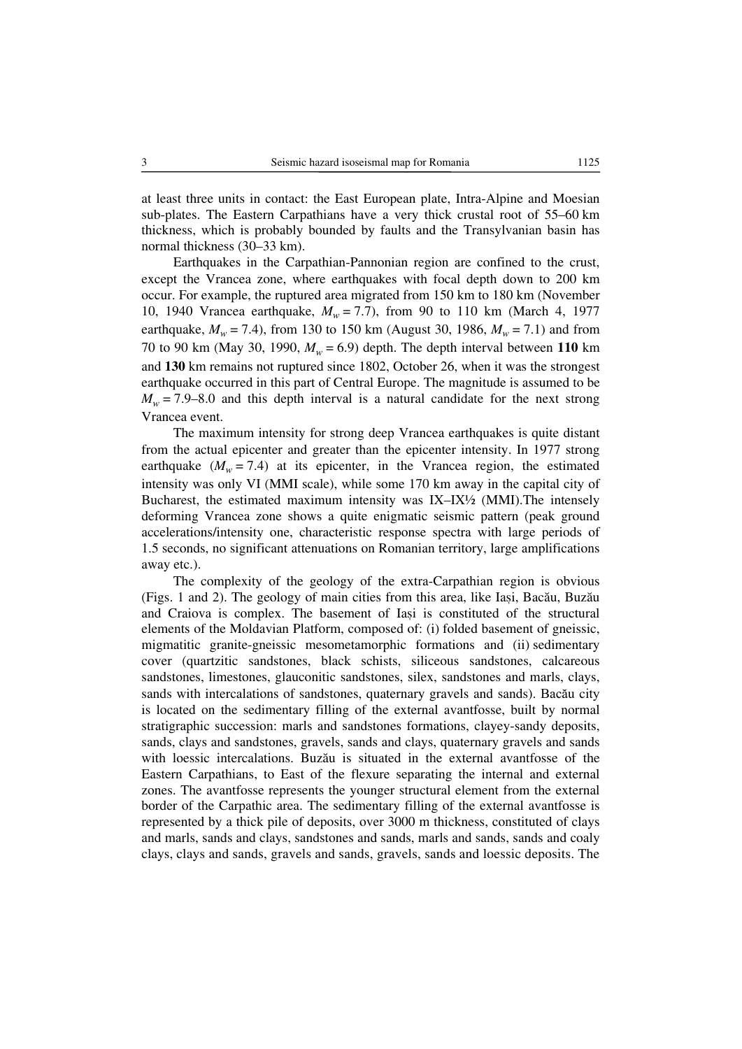at least three units in contact: the East European plate, Intra-Alpine and Moesian sub-plates. The Eastern Carpathians have a very thick crustal root of 55–60 km thickness, which is probably bounded by faults and the Transylvanian basin has normal thickness (30–33 km).

Earthquakes in the Carpathian-Pannonian region are confined to the crust, except the Vrancea zone, where earthquakes with focal depth down to 200 km occur. For example, the ruptured area migrated from 150 km to 180 km (November 10, 1940 Vrancea earthquake, $M_w = 7.7$), from 90 to 110 km (March 4, 1977 earthquake, $M_w = 7.4$), from 130 to 150 km (August 30, 1986, $M_w = 7.1$) and from 70 to 90 km (May 30, 1990, $M_w = 6.9$) depth. The depth interval between **110** km and **130** km remains not ruptured since 1802, October 26, when it was the strongest earthquake occurred in this part of Central Europe. The magnitude is assumed to be $M_w = 7.9$–$8.0$ and this depth interval is a natural candidate for the next strong Vrancea event.

The maximum intensity for strong deep Vrancea earthquakes is quite distant from the actual epicenter and greater than the epicenter intensity. In 1977 strong earthquake ($M_w = 7.4$) at its epicenter, in the Vrancea region, the estimated intensity was only VI (MMI scale), while some 170 km away in the capital city of Bucharest, the estimated maximum intensity was IX–IX½ (MMI).The intensely deforming Vrancea zone shows a quite enigmatic seismic pattern (peak ground accelerations/intensity one, characteristic response spectra with large periods of 1.5 seconds, no significant attenuations on Romanian territory, large amplifications away etc.).

The complexity of the geology of the extra-Carpathian region is obvious (Figs. 1 and 2). The geology of main cities from this area, like Iași, Bacău, Buzău and Craiova is complex. The basement of Iași is constituted of the structural elements of the Moldavian Platform, composed of: (i) folded basement of gneissic, migmatitic granite-gneissic mesometamorphic formations and (ii) sedimentary cover (quartzitic sandstones, black schists, siliceous sandstones, calcareous sandstones, limestones, glauconitic sandstones, silex, sandstones and marls, clays, sands with intercalations of sandstones, quaternary gravels and sands). Bacău city is located on the sedimentary filling of the external avantfosse, built by normal stratigraphic succession: marls and sandstones formations, clayey-sandy deposits, sands, clays and sandstones, gravels, sands and clays, quaternary gravels and sands with loessic intercalations. Buzău is situated in the external avantfosse of the Eastern Carpathians, to East of the flexure separating the internal and external zones. The avantfosse represents the younger structural element from the external border of the Carpathic area. The sedimentary filling of the external avantfosse is represented by a thick pile of deposits, over 3000 m thickness, constituted of clays and marls, sands and clays, sandstones and sands, marls and sands, sands and coaly clays, clays and sands, gravels and sands, gravels, sands and loessic deposits. The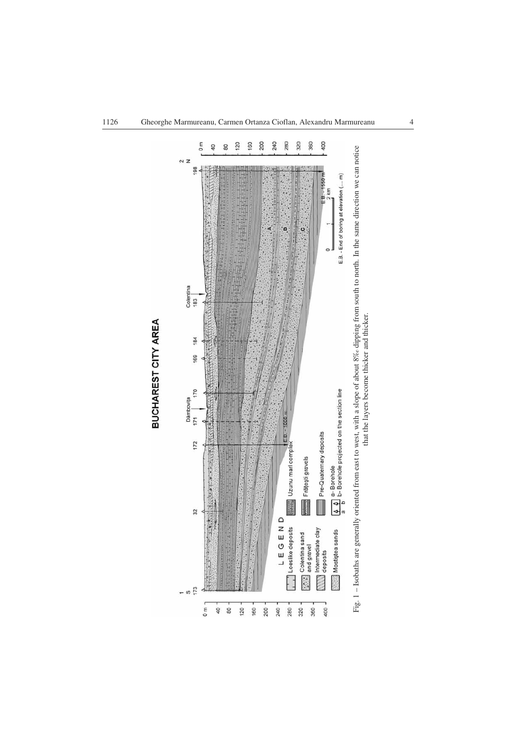Fig. 1 – Isobaths are generally oriented from east to west, with a slope of about 8‰ dipping from south to north. In the same direction we can notice that the layers become thicker and thicker.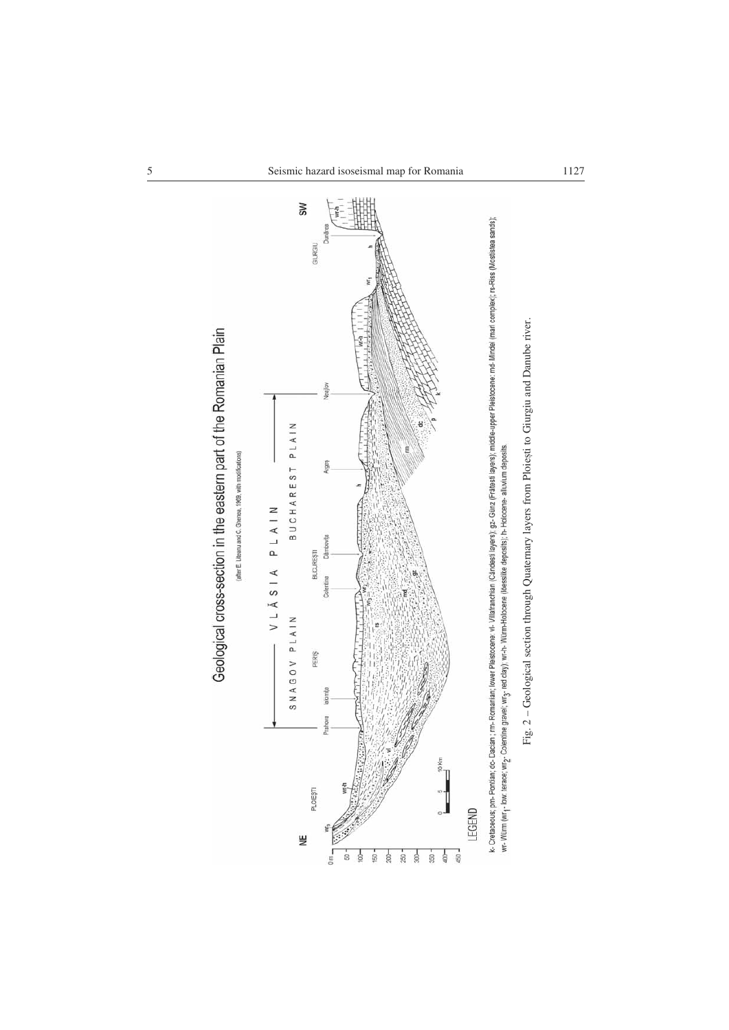# Geological cross-section in the eastern part of the Romanian Plain

(after E. Liteanu and C. Ghenea, 1969, with modifications)

LEGEND

k- Cretaceous; pn- Pontian; dc- Dacian ; rm- Romanian; lower Pleistocene: vl- Villafranchian (Cândești layers); gz- Günz (Frătești layers); middle-upper Pleistocene: md- Mindel (marl complex); rs-Riss (Mostiștea sands); wr- Würm ($wr_1$ - low terace; $wr_2$- Colentina gravel; $wr_3$- red clay); wr-h- Würm-Holocene (loessike deposits); h- Holocene- alluvium deposits.

Fig. 2 – Geological section through Quaternary layers from Ploiești to Giurgiu and Danube river.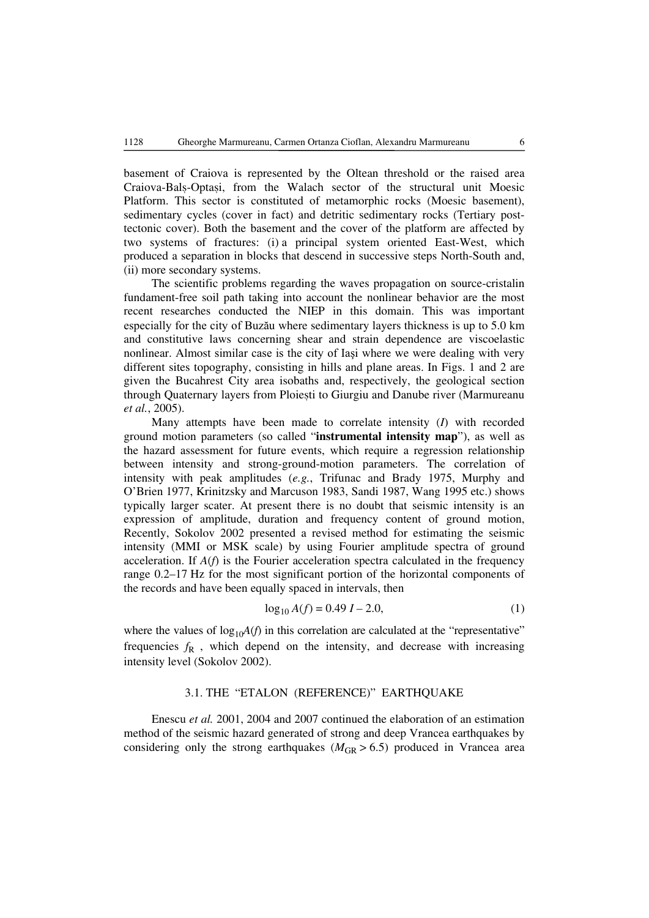basement of Craiova is represented by the Oltean threshold or the raised area Craiova-Balș-Optași, from the Walach sector of the structural unit Moesic Platform. This sector is constituted of metamorphic rocks (Moesic basement), sedimentary cycles (cover in fact) and detritic sedimentary rocks (Tertiary post-tectonic cover). Both the basement and the cover of the platform are affected by two systems of fractures: (i) a principal system oriented East-West, which produced a separation in blocks that descend in successive steps North-South and, (ii) more secondary systems.

The scientific problems regarding the waves propagation on source-cristalin fundament-free soil path taking into account the nonlinear behavior are the most recent researches conducted the NIEP in this domain. This was important especially for the city of Buzău where sedimentary layers thickness is up to 5.0 km and constitutive laws concerning shear and strain dependence are viscoelastic nonlinear. Almost similar case is the city of Iași where we were dealing with very different sites topography, consisting in hills and plane areas. In Figs. 1 and 2 are given the Bucharest City area isobaths and, respectively, the geological section through Quaternary layers from Ploiești to Giurgiu and Danube river (Marmureanu *et al.*, 2005).

Many attempts have been made to correlate intensity ($I$) with recorded ground motion parameters (so called "**instrumental intensity map**"), as well as the hazard assessment for future events, which require a regression relationship between intensity and strong-ground-motion parameters. The correlation of intensity with peak amplitudes (*e.g.*, Trifunac and Brady 1975, Murphy and O'Brien 1977, Krinitzsky and Marcuson 1983, Sandi 1987, Wang 1995 etc.) shows typically larger scater. At present there is no doubt that seismic intensity is an expression of amplitude, duration and frequency content of ground motion, Recently, Sokolov 2002 presented a revised method for estimating the seismic intensity (MMI or MSK scale) by using Fourier amplitude spectra of ground acceleration. If $A(f)$ is the Fourier acceleration spectra calculated in the frequency range 0.2–17 Hz for the most significant portion of the horizontal components of the records and have been equally spaced in intervals, then

$$\log_{10} A(f) = 0.49\, I - 2.0, \tag{1}$$

where the values of $\log_{10}A(f)$ in this correlation are calculated at the "representative" frequencies $f_R$ , which depend on the intensity, and decrease with increasing intensity level (Sokolov 2002).

### 3.1. THE "ETALON (REFERENCE)" EARTHQUAKE

Enescu *et al.* 2001, 2004 and 2007 continued the elaboration of an estimation method of the seismic hazard generated of strong and deep Vrancea earthquakes by considering only the strong earthquakes ($M_{GR} > 6.5$) produced in Vrancea area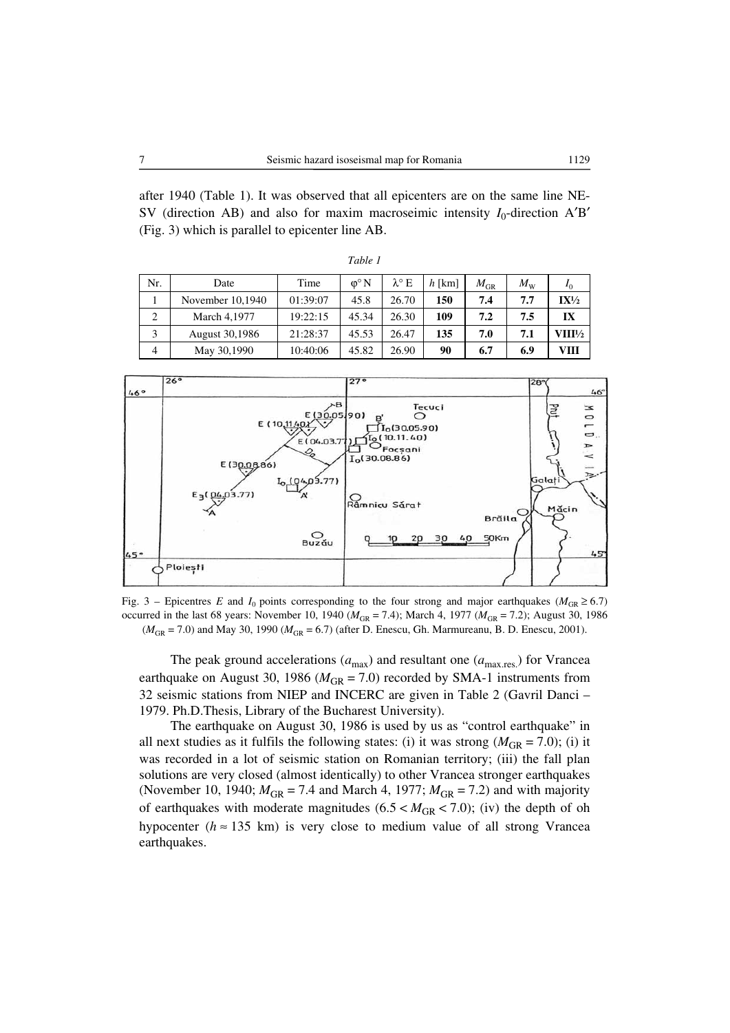after 1940 (Table 1). It was observed that all epicenters are on the same line NE-SV (direction AB) and also for maxim macroseimic intensity $I_0$-direction A′B′ (Fig. 3) which is parallel to epicenter line AB.

*Table 1*

| Nr. | Date | Time | φ° N | λ° E | $h$ [km] | $M_{GR}$ | $M_W$ | $I_0$ |
|---|---|---|---|---|---|---|---|---|
| 1 | November 10,1940 | 01:39:07 | 45.8 | 26.70 | **150** | **7.4** | **7.7** | **IX½** |
| 2 | March 4,1977 | 19:22:15 | 45.34 | 26.30 | **109** | **7.2** | **7.5** | **IX** |
| 3 | August 30,1986 | 21:28:37 | 45.53 | 26.47 | **135** | **7.0** | **7.1** | **VIII½** |
| 4 | May 30,1990 | 10:40:06 | 45.82 | 26.90 | **90** | **6.7** | **6.9** | **VIII** |

Fig. 3 – Epicentres $E$ and $I_0$ points corresponding to the four strong and major earthquakes ($M_{GR} \geq 6.7$) occurred in the last 68 years: November 10, 1940 ($M_{GR} = 7.4$); March 4, 1977 ($M_{GR} = 7.2$); August 30, 1986 ($M_{GR} = 7.0$) and May 30, 1990 ($M_{GR} = 6.7$) (after D. Enescu, Gh. Marmureanu, B. D. Enescu, 2001).

The peak ground accelerations ($a_{max}$) and resultant one ($a_{max.res.}$) for Vrancea earthquake on August 30, 1986 ($M_{GR} = 7.0$) recorded by SMA-1 instruments from 32 seismic stations from NIEP and INCERC are given in Table 2 (Gavril Danci – 1979. Ph.D.Thesis, Library of the Bucharest University).

The earthquake on August 30, 1986 is used by us as "control earthquake" in all next studies as it fulfils the following states: (i) it was strong ($M_{GR} = 7.0$); (i) it was recorded in a lot of seismic station on Romanian territory; (iii) the fall plan solutions are very closed (almost identically) to other Vrancea stronger earthquakes (November 10, 1940; $M_{GR} = 7.4$ and March 4, 1977; $M_{GR} = 7.2$) and with majority of earthquakes with moderate magnitudes ($6.5 < M_{GR} < 7.0$); (iv) the depth of oh hypocenter ($h \approx 135$ km) is very close to medium value of all strong Vrancea earthquakes.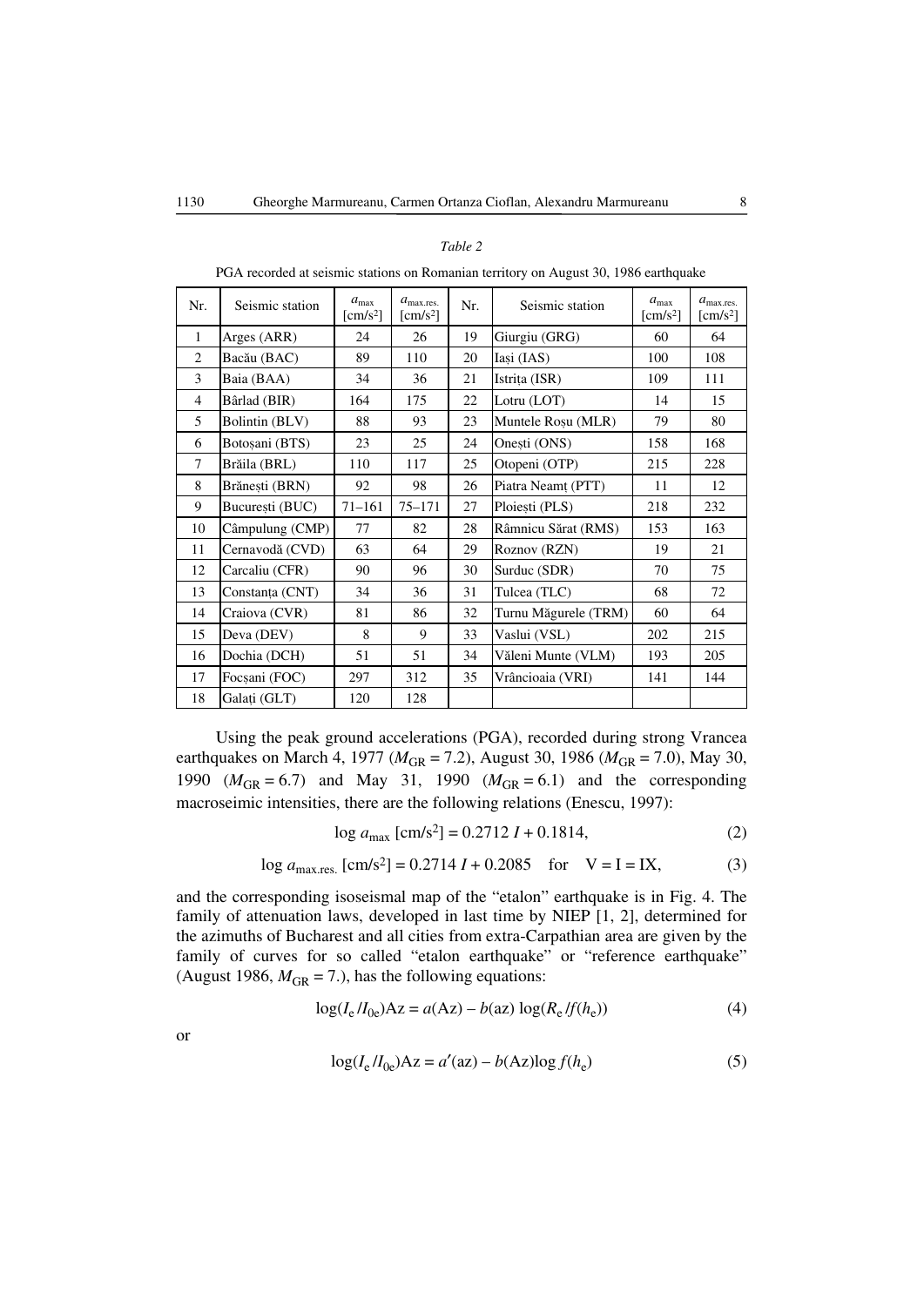*Table 2*

PGA recorded at seismic stations on Romanian territory on August 30, 1986 earthquake

| Nr. | Seismic station | $a_{max}$ [cm/s$^2$] | $a_{max.res.}$ [cm/s$^2$] | Nr. | Seismic station | $a_{max}$ [cm/s$^2$] | $a_{max.res.}$ [cm/s$^2$] |
|---|---|---|---|---|---|---|---|
| 1 | Arges (ARR) | 24 | 26 | 19 | Giurgiu (GRG) | 60 | 64 |
| 2 | Bacău (BAC) | 89 | 110 | 20 | Iași (IAS) | 100 | 108 |
| 3 | Baia (BAA) | 34 | 36 | 21 | Istrița (ISR) | 109 | 111 |
| 4 | Bârlad (BIR) | 164 | 175 | 22 | Lotru (LOT) | 14 | 15 |
| 5 | Bolintin (BLV) | 88 | 93 | 23 | Muntele Roșu (MLR) | 79 | 80 |
| 6 | Botoșani (BTS) | 23 | 25 | 24 | Onești (ONS) | 158 | 168 |
| 7 | Brăila (BRL) | 110 | 117 | 25 | Otopeni (OTP) | 215 | 228 |
| 8 | Brănești (BRN) | 92 | 98 | 26 | Piatra Neamț (PTT) | 11 | 12 |
| 9 | București (BUC) | 71–161 | 75–171 | 27 | Ploiești (PLS) | 218 | 232 |
| 10 | Câmpulung (CMP) | 77 | 82 | 28 | Râmnicu Sărat (RMS) | 153 | 163 |
| 11 | Cernavodă (CVD) | 63 | 64 | 29 | Roznov (RZN) | 19 | 21 |
| 12 | Carcaliu (CFR) | 90 | 96 | 30 | Surduc (SDR) | 70 | 75 |
| 13 | Constanța (CNT) | 34 | 36 | 31 | Tulcea (TLC) | 68 | 72 |
| 14 | Craiova (CVR) | 81 | 86 | 32 | Turnu Măgurele (TRM) | 60 | 64 |
| 15 | Deva (DEV) | 8 | 9 | 33 | Vaslui (VSL) | 202 | 215 |
| 16 | Dochia (DCH) | 51 | 51 | 34 | Văleni Munte (VLM) | 193 | 205 |
| 17 | Focșani (FOC) | 297 | 312 | 35 | Vrâncioaia (VRI) | 141 | 144 |
| 18 | Galați (GLT) | 120 | 128 | | | | |

Using the peak ground accelerations (PGA), recorded during strong Vrancea earthquakes on March 4, 1977 ($M_{GR} = 7.2$), August 30, 1986 ($M_{GR} = 7.0$), May 30, 1990 ($M_{GR} = 6.7$) and May 31, 1990 ($M_{GR} = 6.1$) and the corresponding macroseimic intensities, there are the following relations (Enescu, 1997):

$$\log a_{max}\ [\text{cm/s}^2] = 0.2712\, I + 0.1814, \tag{2}$$

$$\log a_{max.res.}\ [\text{cm/s}^2] = 0.2714\, I + 0.2085 \quad \text{for} \quad \text{V} = \text{I} = \text{IX}, \tag{3}$$

and the corresponding isoseismal map of the "etalon" earthquake is in Fig. 4. The family of attenuation laws, developed in last time by NIEP [1, 2], determined for the azimuths of Bucharest and all cities from extra-Carpathian area are given by the family of curves for so called "etalon earthquake" or "reference earthquake" (August 1986, $M_{GR} = 7.$), has the following equations:

$$\log(I_e / I_{0e})\text{Az} = a(\text{Az}) - b(\text{az}) \log(R_e / f(h_e)) \tag{4}$$

or

$$\log(I_e / I_{0e})\text{Az} = a'(\text{az}) - b(\text{Az}) \log f(h_e) \tag{5}$$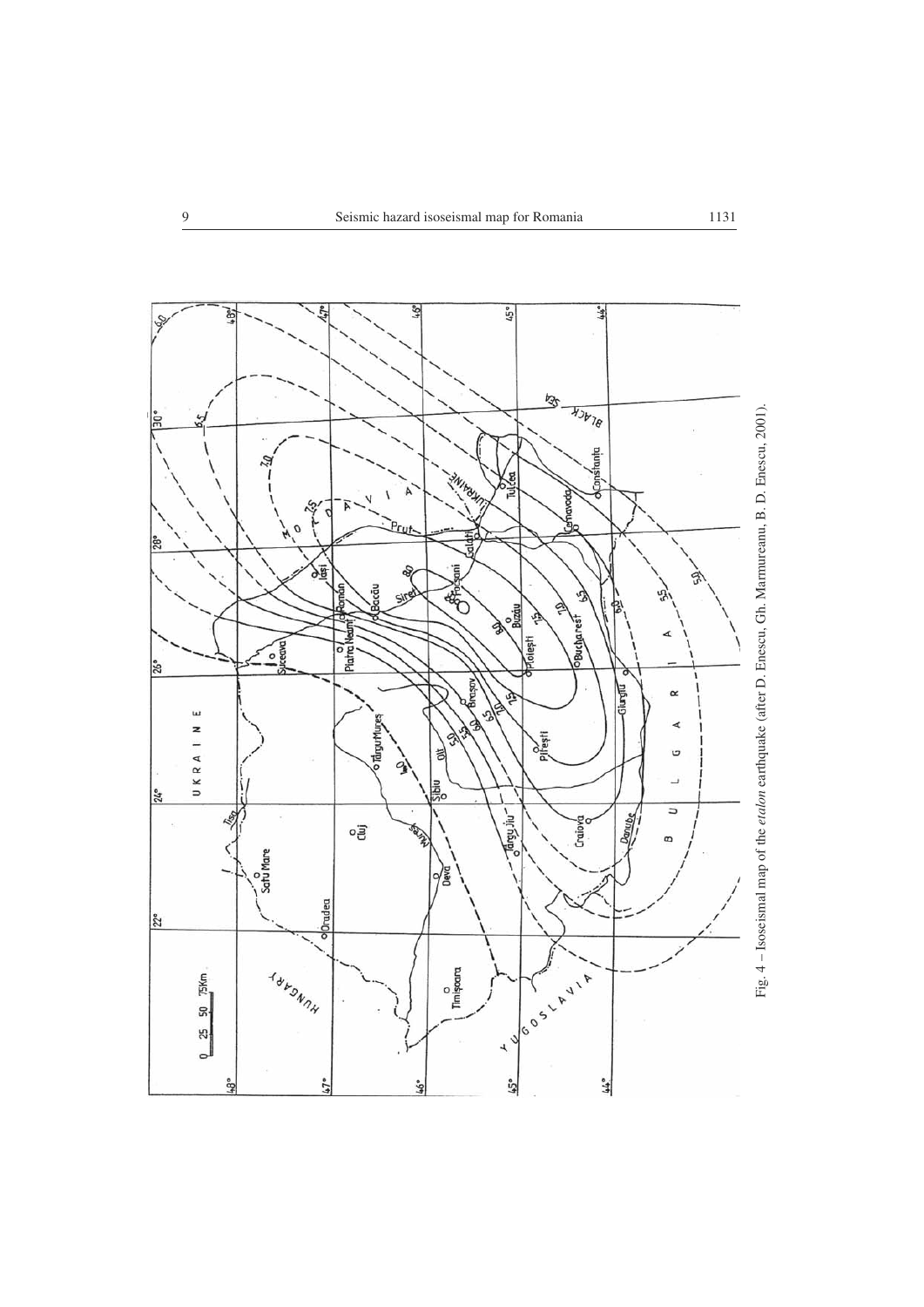Fig. 4 – Isoseismal map of the *etalon* earthquake (after D. Enescu, Gh. Marmureanu, B. D. Enescu, 2001).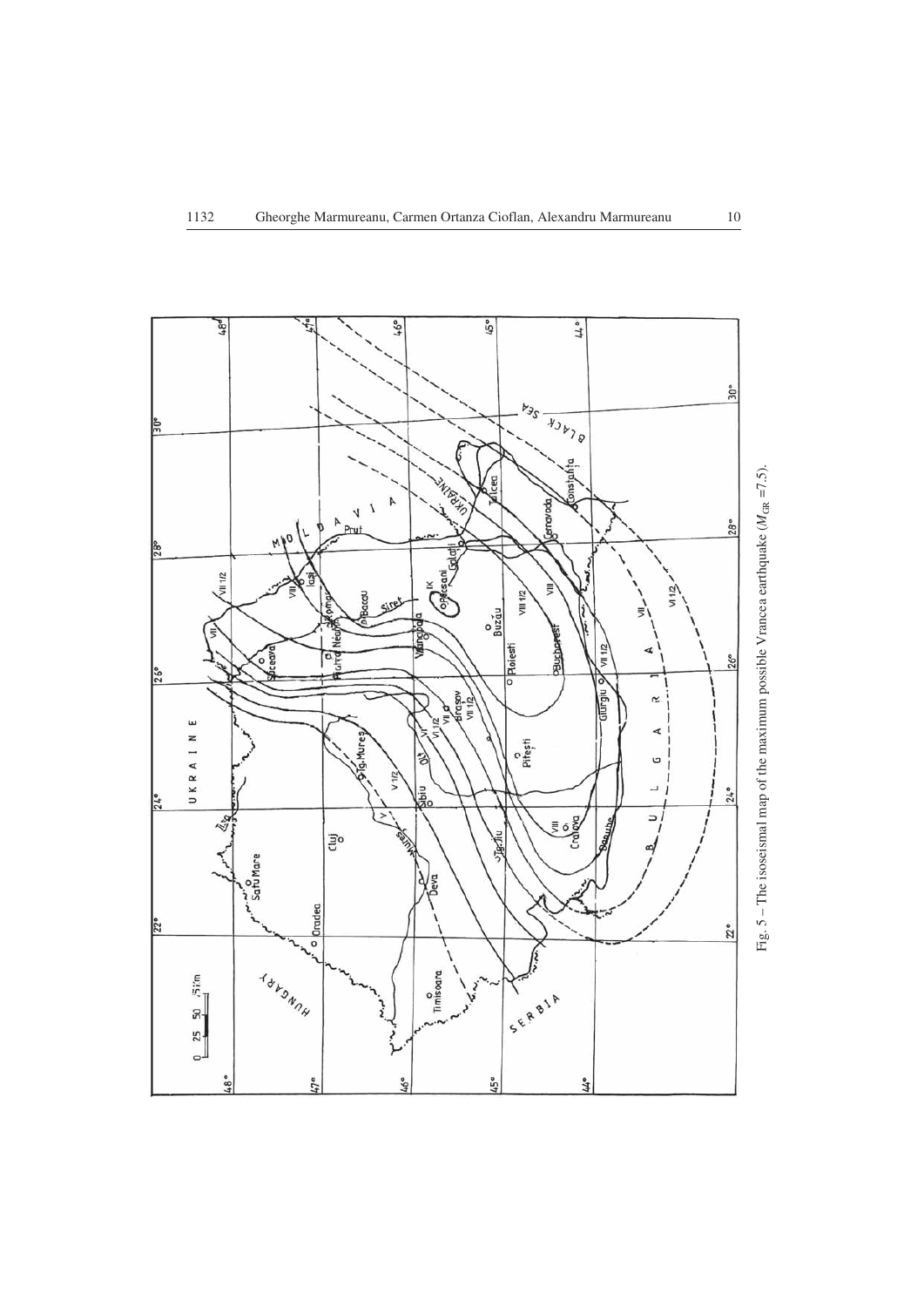Fig. 5 – The isoseismal map of the maximum possible Vrancea earthquake ($M_{GR}$ = 7.5).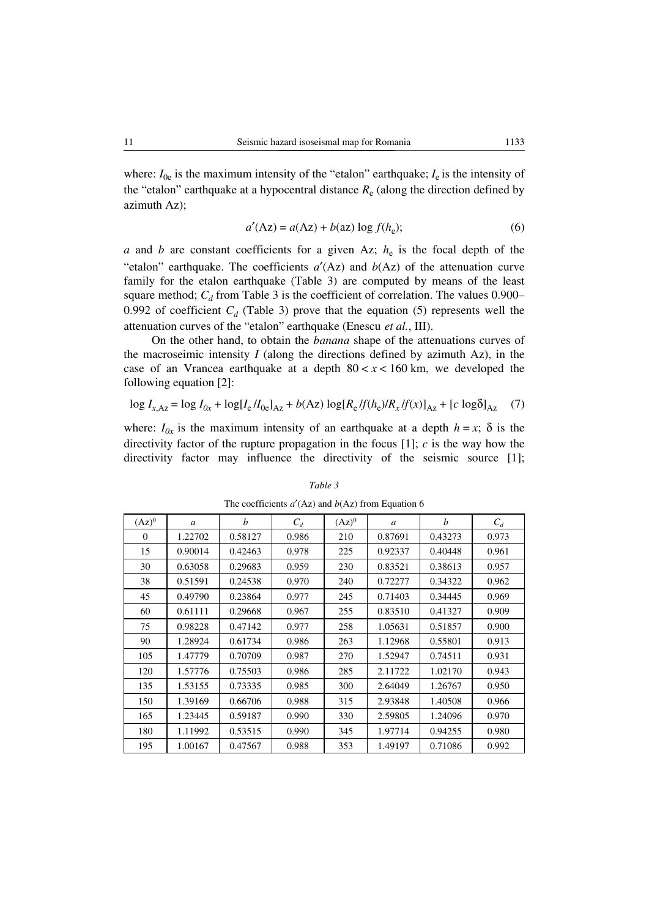where: $I_{0e}$ is the maximum intensity of the "etalon" earthquake; $I_e$ is the intensity of the "etalon" earthquake at a hypocentral distance $R_e$ (along the direction defined by azimuth Az);

$$a'(\mathrm{Az}) = a(\mathrm{Az}) + b(\mathrm{az}) \log f(h_e); \tag{6}$$

$a$ and $b$ are constant coefficients for a given Az; $h_e$ is the focal depth of the "etalon" earthquake. The coefficients $a'(\mathrm{Az})$ and $b(\mathrm{Az})$ of the attenuation curve family for the etalon earthquake (Table 3) are computed by means of the least square method; $C_d$ from Table 3 is the coefficient of correlation. The values 0.900–0.992 of coefficient $C_d$ (Table 3) prove that the equation (5) represents well the attenuation curves of the "etalon" earthquake (Enescu *et al.*, III).

On the other hand, to obtain the *banana* shape of the attenuations curves of the macroseimic intensity $I$ (along the directions defined by azimuth Az), in the case of an Vrancea earthquake at a depth $80 < x < 160$ km, we developed the following equation [2]:

$$\log I_{x,\mathrm{Az}} = \log I_{0x} + \log[I_e/I_{0e}]_{\mathrm{Az}} + b(\mathrm{Az}) \log[R_e/f(h_e)/R_x/f(x)]_{\mathrm{Az}} + [c \log\delta]_{\mathrm{Az}} \tag{7}$$

where: $I_{0x}$ is the maximum intensity of an earthquake at a depth $h = x$; $\delta$ is the directivity factor of the rupture propagation in the focus [1]; $c$ is the way how the directivity factor may influence the directivity of the seismic source [1];

*Table 3*

The coefficients $a'(\mathrm{Az})$ and $b(\mathrm{Az})$ from Equation 6

| $(\mathrm{Az})^0$ | $a$ | $b$ | $C_d$ | $(\mathrm{Az})^0$ | $a$ | $b$ | $C_d$ |
|---|---|---|---|---|---|---|---|
| 0 | 1.22702 | 0.58127 | 0.986 | 210 | 0.87691 | 0.43273 | 0.973 |
| 15 | 0.90014 | 0.42463 | 0.978 | 225 | 0.92337 | 0.40448 | 0.961 |
| 30 | 0.63058 | 0.29683 | 0.959 | 230 | 0.83521 | 0.38613 | 0.957 |
| 38 | 0.51591 | 0.24538 | 0.970 | 240 | 0.72277 | 0.34322 | 0.962 |
| 45 | 0.49790 | 0.23864 | 0.977 | 245 | 0.71403 | 0.34445 | 0.969 |
| 60 | 0.61111 | 0.29668 | 0.967 | 255 | 0.83510 | 0.41327 | 0.909 |
| 75 | 0.98228 | 0.47142 | 0.977 | 258 | 1.05631 | 0.51857 | 0.900 |
| 90 | 1.28924 | 0.61734 | 0.986 | 263 | 1.12968 | 0.55801 | 0.913 |
| 105 | 1.47779 | 0.70709 | 0.987 | 270 | 1.52947 | 0.74511 | 0.931 |
| 120 | 1.57776 | 0.75503 | 0.986 | 285 | 2.11722 | 1.02170 | 0.943 |
| 135 | 1.53155 | 0.73335 | 0.985 | 300 | 2.64049 | 1.26767 | 0.950 |
| 150 | 1.39169 | 0.66706 | 0.988 | 315 | 2.93848 | 1.40508 | 0.966 |
| 165 | 1.23445 | 0.59187 | 0.990 | 330 | 2.59805 | 1.24096 | 0.970 |
| 180 | 1.11992 | 0.53515 | 0.990 | 345 | 1.97714 | 0.94255 | 0.980 |
| 195 | 1.00167 | 0.47567 | 0.988 | 353 | 1.49197 | 0.71086 | 0.992 |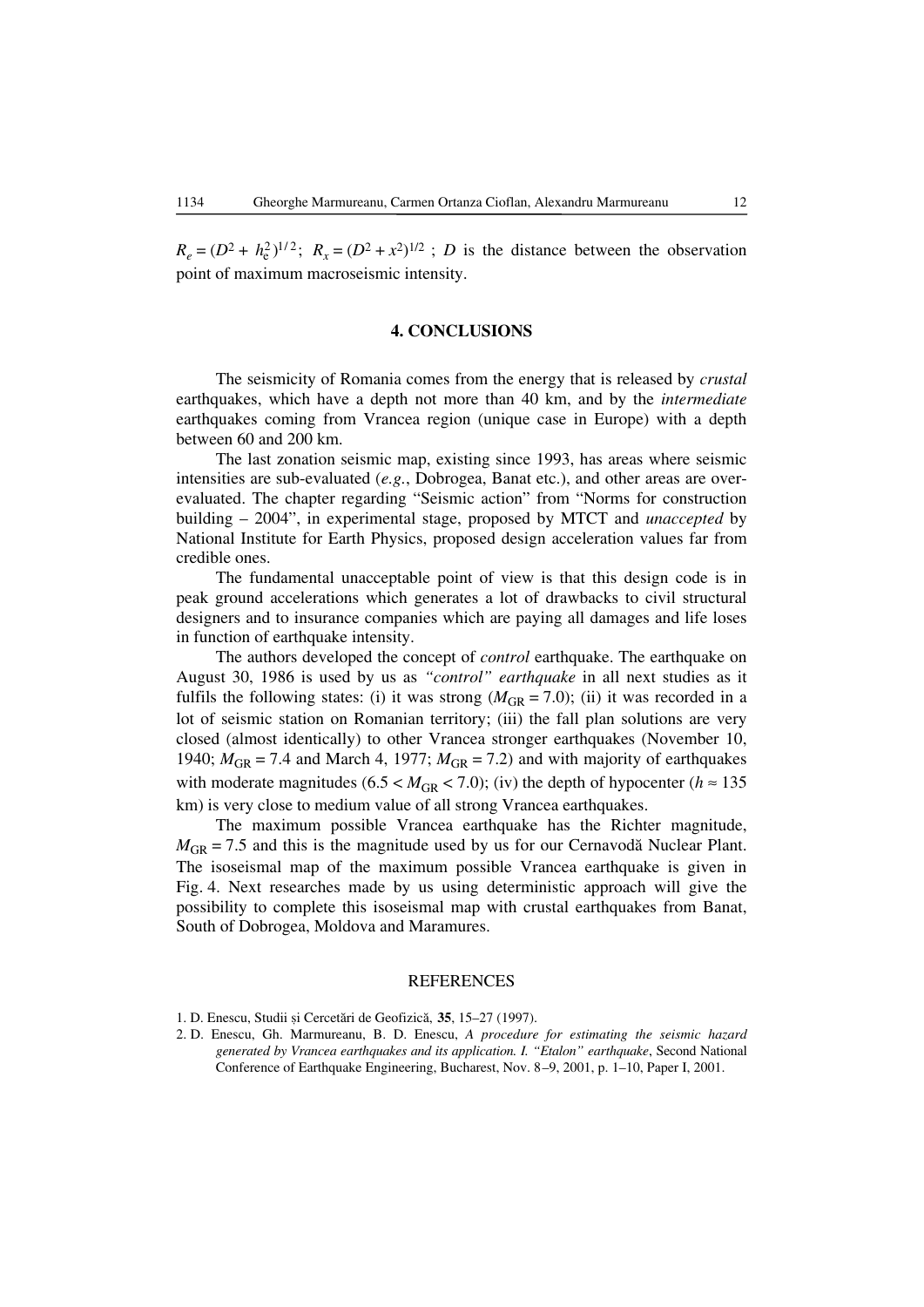$R_e = (D^2 + h_e^2)^{1/2}$; $R_x = (D^2 + x^2)^{1/2}$ ; $D$ is the distance between the observation point of maximum macroseismic intensity.

## 4. CONCLUSIONS

The seismicity of Romania comes from the energy that is released by *crustal* earthquakes, which have a depth not more than 40 km, and by the *intermediate* earthquakes coming from Vrancea region (unique case in Europe) with a depth between 60 and 200 km.

The last zonation seismic map, existing since 1993, has areas where seismic intensities are sub-evaluated (*e.g.*, Dobrogea, Banat etc.), and other areas are over-evaluated. The chapter regarding "Seismic action" from "Norms for construction building – 2004", in experimental stage, proposed by MTCT and *unaccepted* by National Institute for Earth Physics, proposed design acceleration values far from credible ones.

The fundamental unacceptable point of view is that this design code is in peak ground accelerations which generates a lot of drawbacks to civil structural designers and to insurance companies which are paying all damages and life loses in function of earthquake intensity.

The authors developed the concept of *control* earthquake. The earthquake on August 30, 1986 is used by us as *"control" earthquake* in all next studies as it fulfils the following states: (i) it was strong ($M_{GR} = 7.0$); (ii) it was recorded in a lot of seismic station on Romanian territory; (iii) the fall plan solutions are very closed (almost identically) to other Vrancea stronger earthquakes (November 10, 1940; $M_{GR} = 7.4$ and March 4, 1977; $M_{GR} = 7.2$) and with majority of earthquakes with moderate magnitudes ($6.5 < M_{GR} < 7.0$); (iv) the depth of hypocenter ($h \approx 135$ km) is very close to medium value of all strong Vrancea earthquakes.

The maximum possible Vrancea earthquake has the Richter magnitude, $M_{GR} = 7.5$ and this is the magnitude used by us for our Cernavodă Nuclear Plant. The isoseismal map of the maximum possible Vrancea earthquake is given in Fig. 4. Next researches made by us using deterministic approach will give the possibility to complete this isoseismal map with crustal earthquakes from Banat, South of Dobrogea, Moldova and Maramures.

## REFERENCES

1. D. Enescu, Studii și Cercetări de Geofizică, **35**, 15–27 (1997).
2. D. Enescu, Gh. Marmureanu, B. D. Enescu, *A procedure for estimating the seismic hazard generated by Vrancea earthquakes and its application. I. "Etalon" earthquake*, Second National Conference of Earthquake Engineering, Bucharest, Nov. 8–9, 2001, p. 1–10, Paper I, 2001.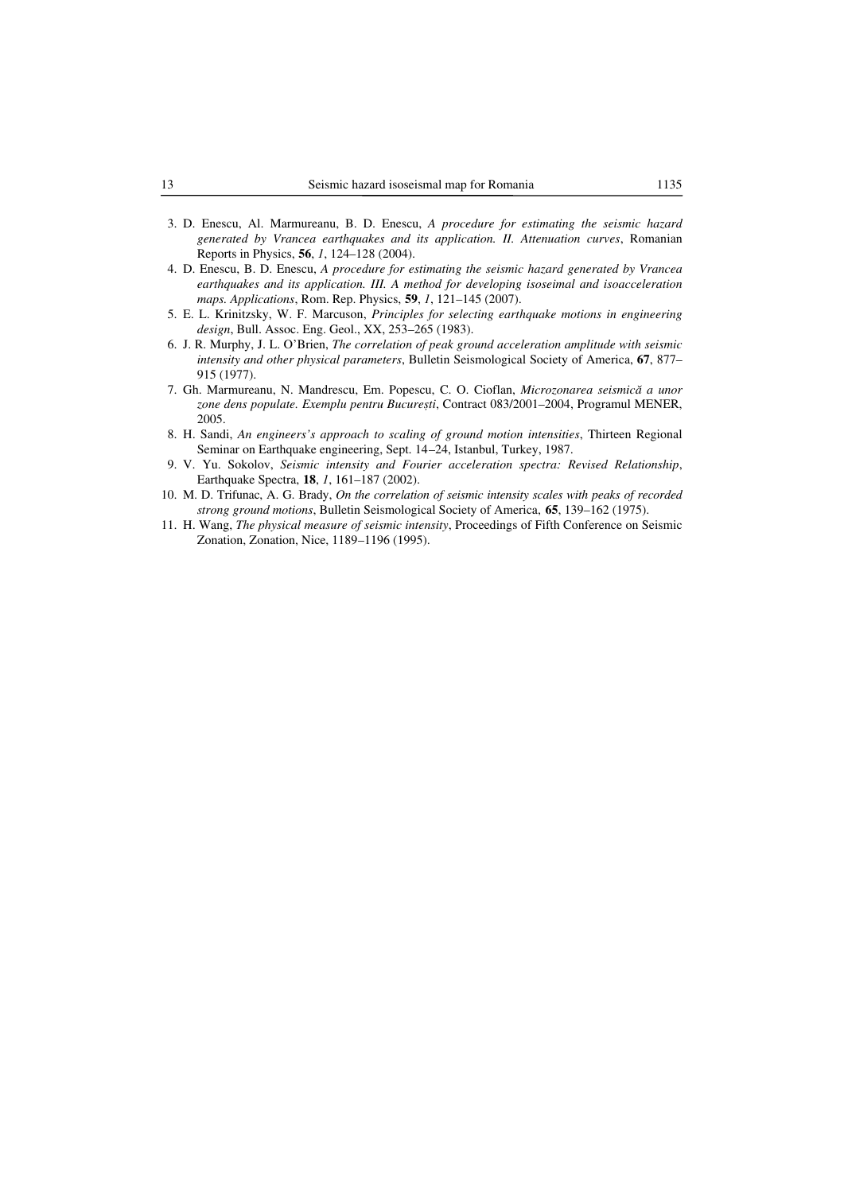3. D. Enescu, Al. Marmureanu, B. D. Enescu, *A procedure for estimating the seismic hazard generated by Vrancea earthquakes and its application. II. Attenuation curves*, Romanian Reports in Physics, **56**, *1*, 124–128 (2004).
4. D. Enescu, B. D. Enescu, *A procedure for estimating the seismic hazard generated by Vrancea earthquakes and its application. III. A method for developing isoseimal and isoacceleration maps. Applications*, Rom. Rep. Physics, **59**, *1*, 121–145 (2007).
5. E. L. Krinitzsky, W. F. Marcuson, *Principles for selecting earthquake motions in engineering design*, Bull. Assoc. Eng. Geol., XX, 253–265 (1983).
6. J. R. Murphy, J. L. O'Brien, *The correlation of peak ground acceleration amplitude with seismic intensity and other physical parameters*, Bulletin Seismological Society of America, **67**, 877–915 (1977).
7. Gh. Marmureanu, N. Mandrescu, Em. Popescu, C. O. Cioflan, *Microzonarea seismică a unor zone dens populate. Exemplu pentru București*, Contract 083/2001–2004, Programul MENER, 2005.
8. H. Sandi, *An engineers's approach to scaling of ground motion intensities*, Thirteen Regional Seminar on Earthquake engineering, Sept. 14–24, Istanbul, Turkey, 1987.
9. V. Yu. Sokolov, *Seismic intensity and Fourier acceleration spectra: Revised Relationship*, Earthquake Spectra, **18**, *1*, 161–187 (2002).
10. M. D. Trifunac, A. G. Brady, *On the correlation of seismic intensity scales with peaks of recorded strong ground motions*, Bulletin Seismological Society of America, **65**, 139–162 (1975).
11. H. Wang, *The physical measure of seismic intensity*, Proceedings of Fifth Conference on Seismic Zonation, Zonation, Nice, 1189–1196 (1995).